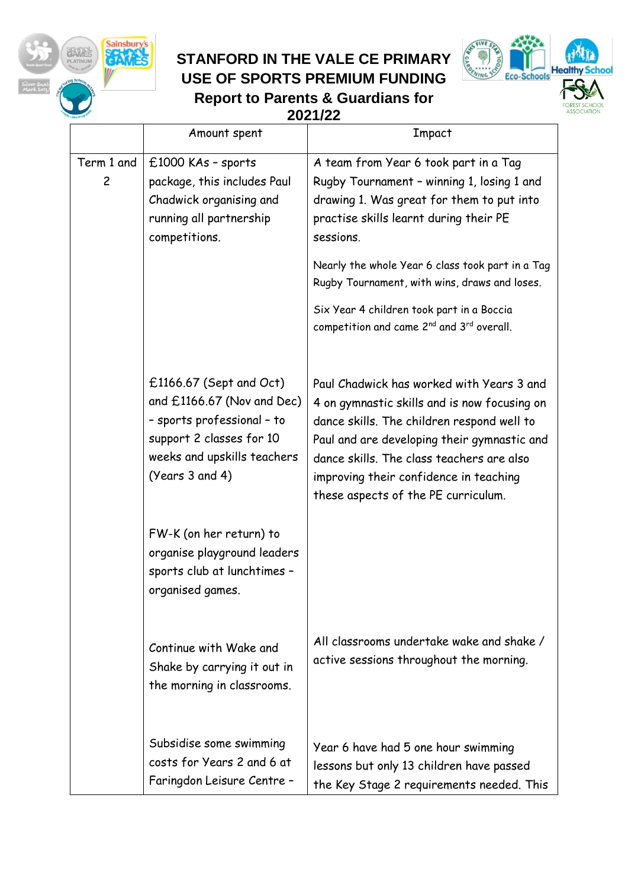# STANFORD IN THE VALE CE PRIMARY
# USE OF SPORTS PREMIUM FUNDING
## Report to Parents & Guardians for 2021/22

| | Amount spent | Impact |
|---|---|---|
| Term 1 and 2 | £1000 KAs – sports package, this includes Paul Chadwick organising and running all partnership competitions. | A team from Year 6 took part in a Tag Rugby Tournament – winning 1, losing 1 and drawing 1. Was great for them to put into practise skills learnt during their PE sessions.<br><br>Nearly the whole Year 6 class took part in a Tag Rugby Tournament, with wins, draws and loses.<br><br>Six Year 4 children took part in a Boccia competition and came 2nd and 3rd overall. |
| | £1166.67 (Sept and Oct) and £1166.67 (Nov and Dec) – sports professional – to support 2 classes for 10 weeks and upskills teachers (Years 3 and 4) | Paul Chadwick has worked with Years 3 and 4 on gymnastic skills and is now focusing on dance skills. The children respond well to Paul and are developing their gymnastic and dance skills. The class teachers are also improving their confidence in teaching these aspects of the PE curriculum. |
| | FW-K (on her return) to organise playground leaders sports club at lunchtimes – organised games. | |
| | Continue with Wake and Shake by carrying it out in the morning in classrooms. | All classrooms undertake wake and shake / active sessions throughout the morning. |
| | Subsidise some swimming costs for Years 2 and 6 at Faringdon Leisure Centre – | Year 6 have had 5 one hour swimming lessons but only 13 children have passed the Key Stage 2 requirements needed. This |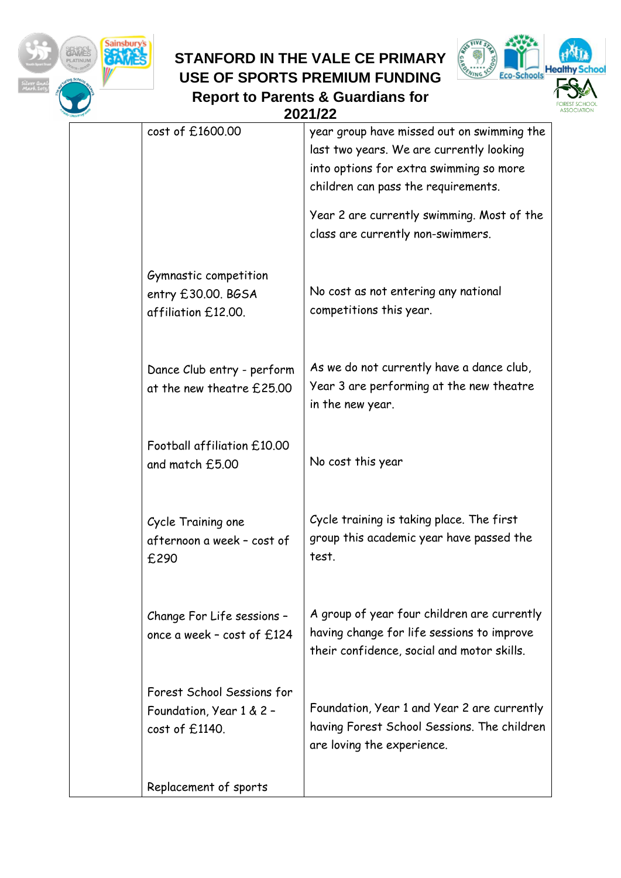# STANFORD IN THE VALE CE PRIMARY USE OF SPORTS PREMIUM FUNDING Report to Parents & Guardians for 2021/22

| | | |
|---|---|---|
| | cost of £1600.00 | year group have missed out on swimming the last two years. We are currently looking into options for extra swimming so more children can pass the requirements.<br><br>Year 2 are currently swimming. Most of the class are currently non-swimmers. |
| | Gymnastic competition entry £30.00. BGSA affiliation £12.00. | No cost as not entering any national competitions this year. |
| | Dance Club entry - perform at the new theatre £25.00 | As we do not currently have a dance club, Year 3 are performing at the new theatre in the new year. |
| | Football affiliation £10.00 and match £5.00 | No cost this year |
| | Cycle Training one afternoon a week – cost of £290 | Cycle training is taking place. The first group this academic year have passed the test. |
| | Change For Life sessions – once a week – cost of £124 | A group of year four children are currently having change for life sessions to improve their confidence, social and motor skills. |
| | Forest School Sessions for Foundation, Year 1 & 2 – cost of £1140. | Foundation, Year 1 and Year 2 are currently having Forest School Sessions. The children are loving the experience. |
| | Replacement of sports | |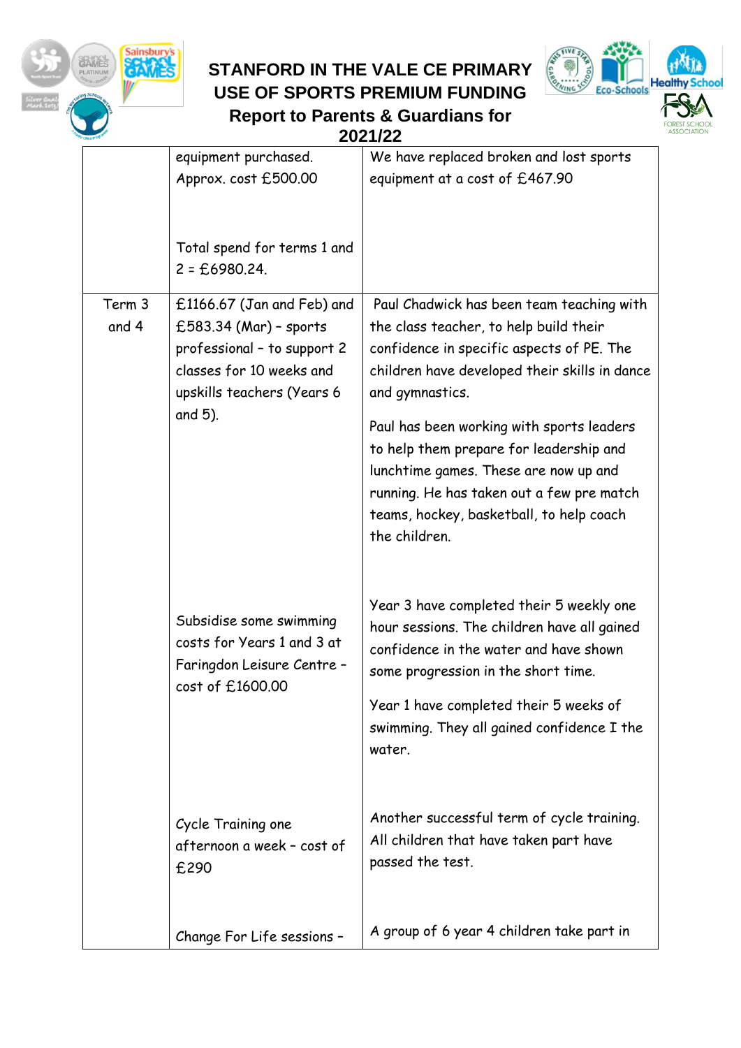| | | |
|---|---|---|
| | equipment purchased. Approx. cost £500.00<br><br>Total spend for terms 1 and 2 = £6980.24. | We have replaced broken and lost sports equipment at a cost of £467.90 |
| Term 3 and 4 | £1166.67 (Jan and Feb) and £583.34 (Mar) – sports professional – to support 2 classes for 10 weeks and upskills teachers (Years 6 and 5).<br><br>Subsidise some swimming costs for Years 1 and 3 at Faringdon Leisure Centre – cost of £1600.00<br><br>Cycle Training one afternoon a week – cost of £290<br><br>Change For Life sessions – | Paul Chadwick has been team teaching with the class teacher, to help build their confidence in specific aspects of PE. The children have developed their skills in dance and gymnastics.<br><br>Paul has been working with sports leaders to help them prepare for leadership and lunchtime games. These are now up and running. He has taken out a few pre match teams, hockey, basketball, to help coach the children.<br><br>Year 3 have completed their 5 weekly one hour sessions. The children have all gained confidence in the water and have shown some progression in the short time.<br><br>Year 1 have completed their 5 weeks of swimming. They all gained confidence I the water.<br><br>Another successful term of cycle training. All children that have taken part have passed the test.<br><br>A group of 6 year 4 children take part in |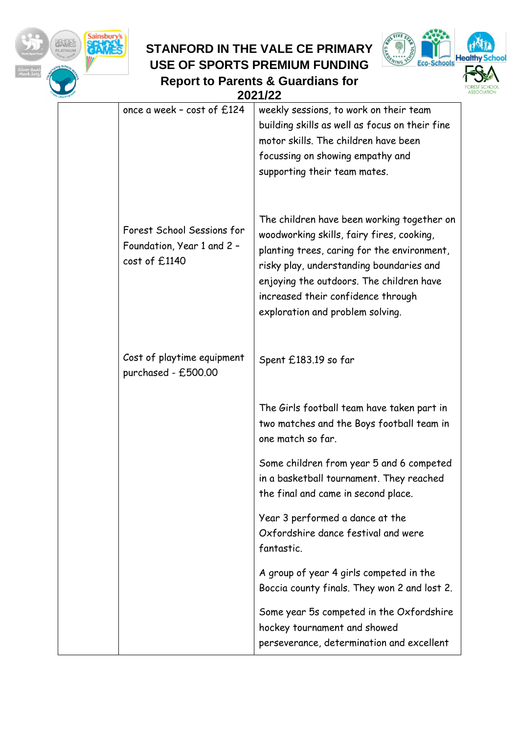| | | |
|---|---|---|
| | once a week – cost of £124 | weekly sessions, to work on their team building skills as well as focus on their fine motor skills. The children have been focussing on showing empathy and supporting their team mates. |
| | Forest School Sessions for Foundation, Year 1 and 2 – cost of £1140 | The children have been working together on woodworking skills, fairy fires, cooking, planting trees, caring for the environment, risky play, understanding boundaries and enjoying the outdoors. The children have increased their confidence through exploration and problem solving. |
| | Cost of playtime equipment purchased - £500.00 | Spent £183.19 so far |
| | | The Girls football team have taken part in two matches and the Boys football team in one match so far.<br><br>Some children from year 5 and 6 competed in a basketball tournament. They reached the final and came in second place.<br><br>Year 3 performed a dance at the Oxfordshire dance festival and were fantastic.<br><br>A group of year 4 girls competed in the Boccia county finals. They won 2 and lost 2.<br><br>Some year 5s competed in the Oxfordshire hockey tournament and showed perseverance, determination and excellent |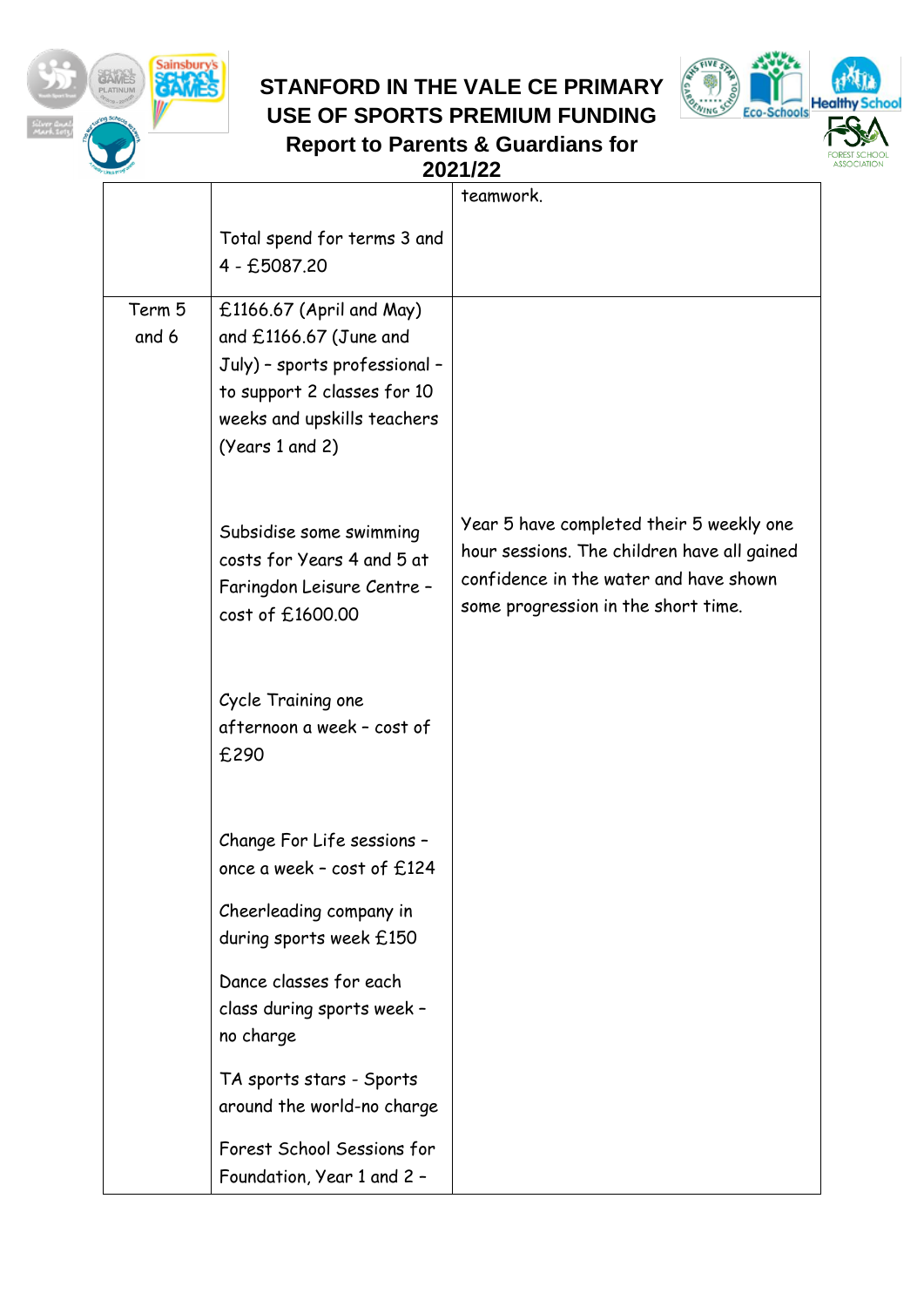# STANFORD IN THE VALE CE PRIMARY USE OF SPORTS PREMIUM FUNDING

## Report to Parents & Guardians for 2021/22

| | | |
|---|---|---|
| | Total spend for terms 3 and 4 - £5087.20 | teamwork. |
| Term 5 and 6 | £1166.67 (April and May) and £1166.67 (June and July) – sports professional – to support 2 classes for 10 weeks and upskills teachers (Years 1 and 2)<br><br>Subsidise some swimming costs for Years 4 and 5 at Faringdon Leisure Centre – cost of £1600.00<br><br>Cycle Training one afternoon a week – cost of £290<br><br>Change For Life sessions – once a week – cost of £124<br><br>Cheerleading company in during sports week £150<br><br>Dance classes for each class during sports week – no charge<br><br>TA sports stars - Sports around the world-no charge<br><br>Forest School Sessions for Foundation, Year 1 and 2 – | Year 5 have completed their 5 weekly one hour sessions. The children have all gained confidence in the water and have shown some progression in the short time. |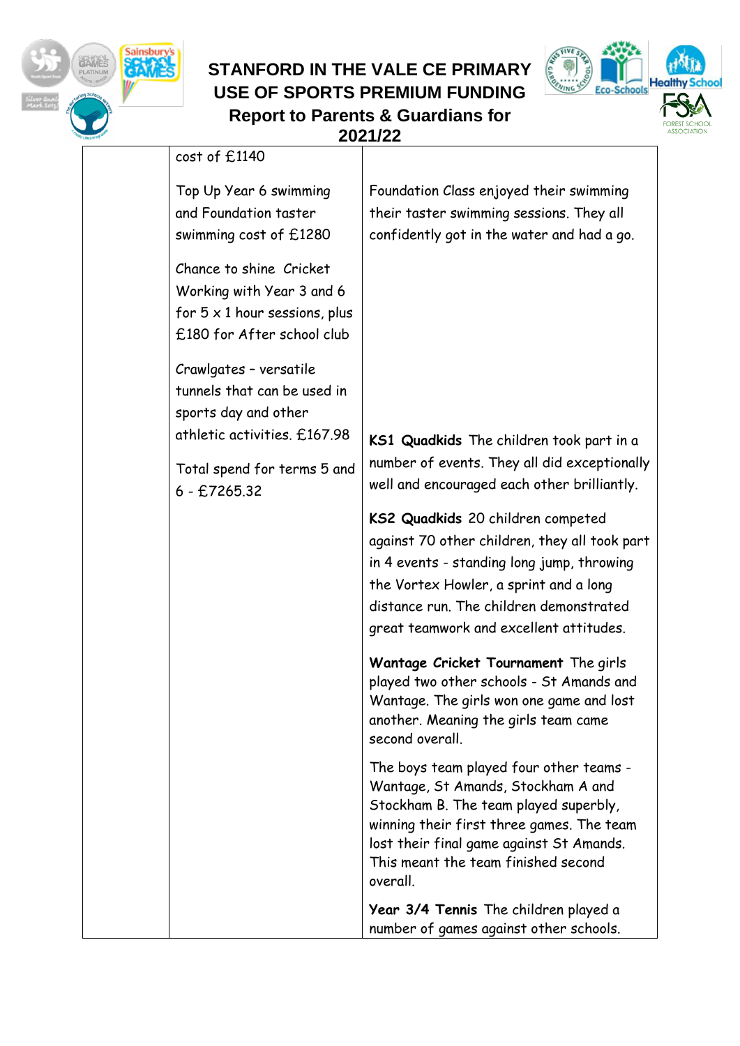| | | |
|---|---|---|
| | cost of £1140<br><br>Top Up Year 6 swimming and Foundation taster swimming cost of £1280<br><br>Chance to shine Cricket Working with Year 3 and 6 for 5 x 1 hour sessions, plus £180 for After school club<br><br>Crawlgates – versatile tunnels that can be used in sports day and other athletic activities. £167.98<br><br>Total spend for terms 5 and 6 - £7265.32 | Foundation Class enjoyed their swimming their taster swimming sessions. They all confidently got in the water and had a go.<br><br>**KS1 Quadkids** The children took part in a number of events. They all did exceptionally well and encouraged each other brilliantly.<br><br>**KS2 Quadkids** 20 children competed against 70 other children, they all took part in 4 events - standing long jump, throwing the Vortex Howler, a sprint and a long distance run. The children demonstrated great teamwork and excellent attitudes.<br><br>**Wantage Cricket Tournament** The girls played two other schools - St Amands and Wantage. The girls won one game and lost another. Meaning the girls team came second overall.<br><br>The boys team played four other teams - Wantage, St Amands, Stockham A and Stockham B. The team played superbly, winning their first three games. The team lost their final game against St Amands. This meant the team finished second overall.<br><br>**Year 3/4 Tennis** The children played a number of games against other schools. |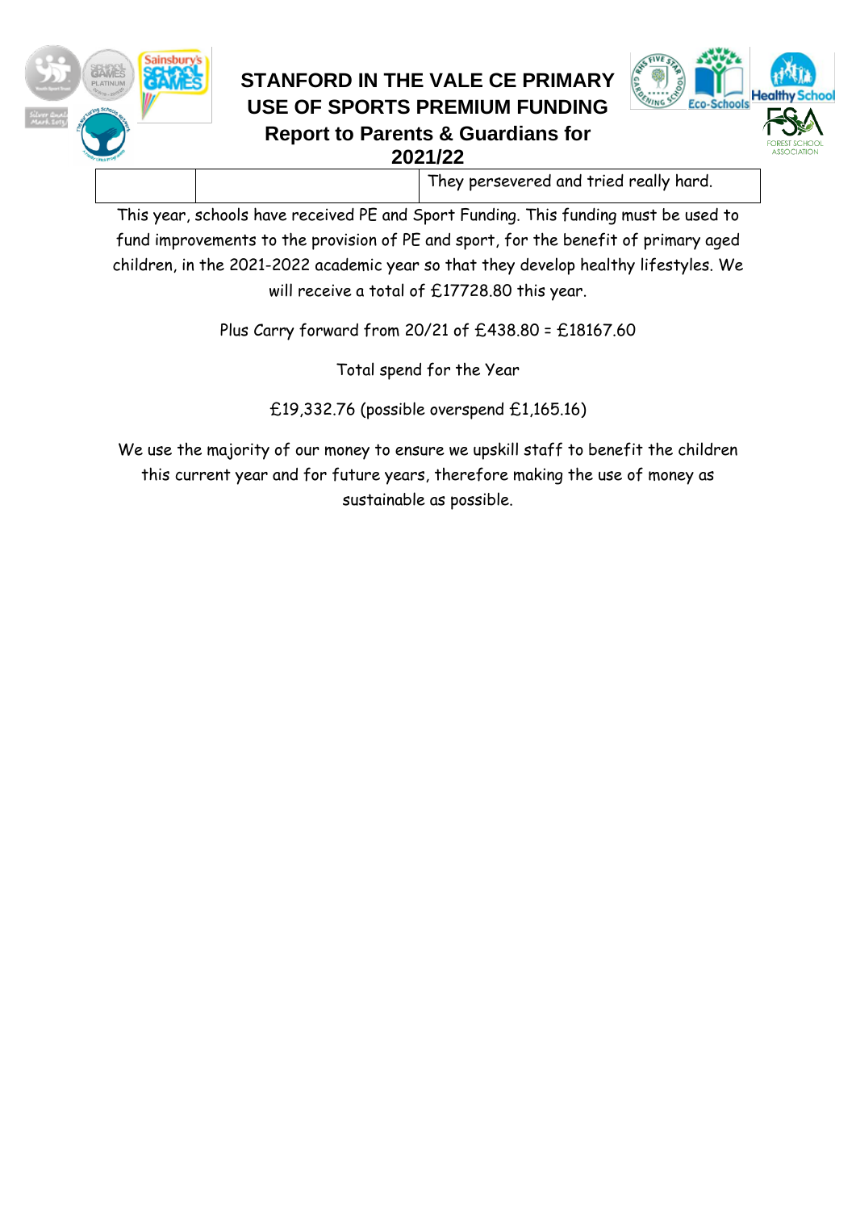| | | |
|---|---|---|
| | | They persevered and tried really hard. |

This year, schools have received PE and Sport Funding. This funding must be used to fund improvements to the provision of PE and sport, for the benefit of primary aged children, in the 2021-2022 academic year so that they develop healthy lifestyles. We will receive a total of £17728.80 this year.

Plus Carry forward from 20/21 of £438.80 = £18167.60

Total spend for the Year

£19,332.76 (possible overspend £1,165.16)

We use the majority of our money to ensure we upskill staff to benefit the children this current year and for future years, therefore making the use of money as sustainable as possible.